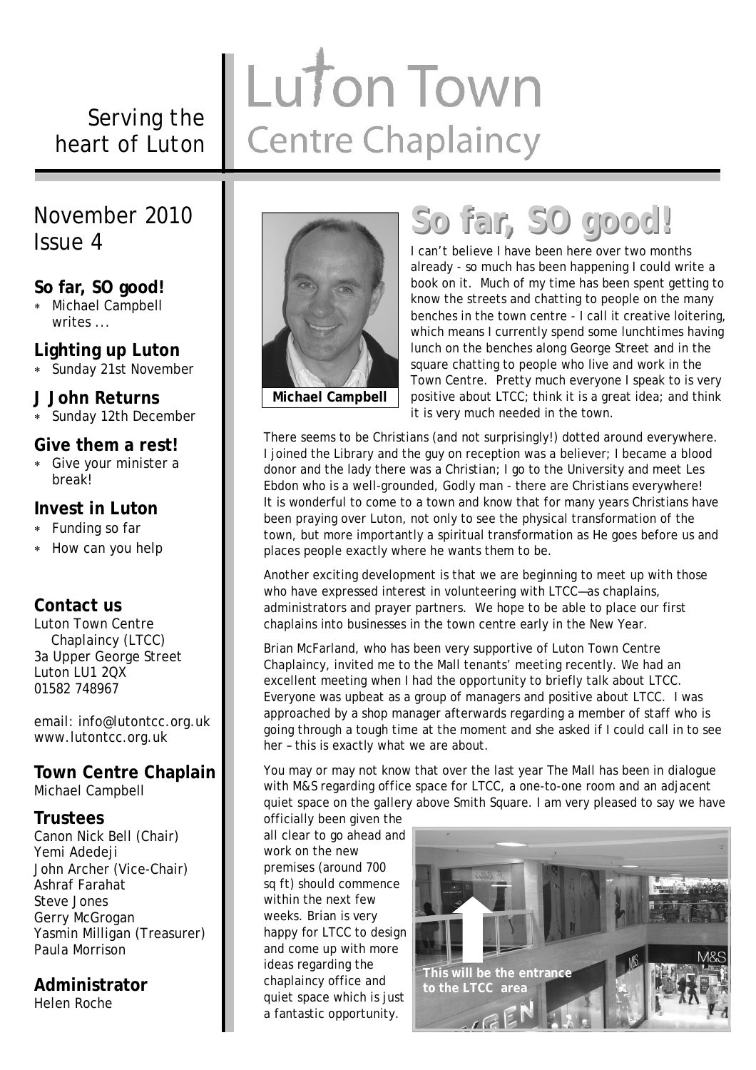# Luton Town Centre Chaplaincy

*Serving the heart of Luton*

## November 2010 Issue 4

### So far, SO good!
- Michael Campbell writes ...

### Lighting up Luton
- Sunday 21st November

### J John Returns
- Sunday 12th December

### Give them a rest!
- Give your minister a break!

### Invest in Luton
- Funding so far
- How can you help

### Contact us
Luton Town Centre Chaplaincy (LTCC)
3a Upper George Street
Luton LU1 2QX
01582 748967

email: info@lutontcc.org.uk
www.lutontcc.org.uk

### Town Centre Chaplain
Michael Campbell

### Trustees
Canon Nick Bell (Chair)
Yemi Adedeji
John Archer (Vice-Chair)
Ashraf Farahat
Steve Jones
Gerry McGrogan
Yasmin Milligan (Treasurer)
Paula Morrison

### Administrator
Helen Roche

## So far, SO good!

**Michael Campbell**

I can't believe I have been here over two months already - so much has been happening I could write a book on it. Much of my time has been spent getting to know the streets and chatting to people on the many benches in the town centre - I call it creative loitering, which means I currently spend some lunchtimes having lunch on the benches along George Street and in the square chatting to people who live and work in the Town Centre. Pretty much everyone I speak to is very positive about LTCC; think it is a great idea; and think it is very much needed in the town.

There seems to be Christians (and not surprisingly!) dotted around everywhere. I joined the Library and the guy on reception was a believer; I became a blood donor and the lady there was a Christian; I go to the University and meet Les Ebdon who is a well-grounded, Godly man - there are Christians everywhere! It is wonderful to come to a town and know that for many years Christians have been praying over Luton, not only to see the physical transformation of the town, but more importantly a spiritual transformation as He goes before us and places people exactly where he wants them to be.

Another exciting development is that we are beginning to meet up with those who have expressed interest in volunteering with LTCC—as chaplains, administrators and prayer partners. We hope to be able to place our first chaplains into businesses in the town centre early in the New Year.

Brian McFarland, who has been very supportive of Luton Town Centre Chaplaincy, invited me to the Mall tenants' meeting recently. We had an excellent meeting when I had the opportunity to briefly talk about LTCC. Everyone was upbeat as a group of managers and positive about LTCC. I was approached by a shop manager afterwards regarding a member of staff who is going through a tough time at the moment and she asked if I could call in to see her – this is exactly what we are about.

You may or may not know that over the last year The Mall has been in dialogue with M&S regarding office space for LTCC, a one-to-one room and an adjacent quiet space on the gallery above Smith Square. I am very pleased to say we have officially been given the all clear to go ahead and work on the new premises (around 700 sq ft) should commence within the next few weeks. Brian is very happy for LTCC to design and come up with more ideas regarding the chaplaincy office and quiet space which is just a fantastic opportunity.

This will be the entrance to the LTCC area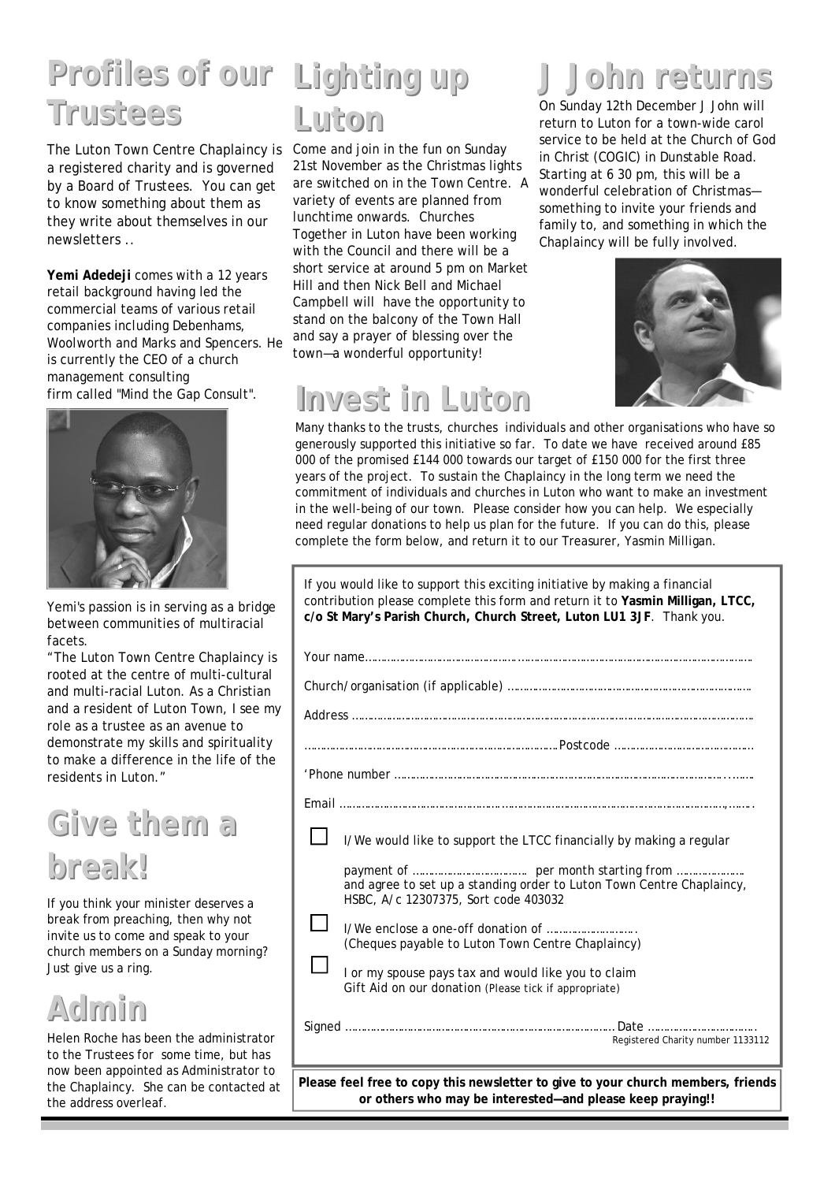# Profiles of our Trustees

The Luton Town Centre Chaplaincy is a registered charity and is governed by a Board of Trustees. You can get to know something about them as they write about themselves in our newsletters ..

**Yemi Adedeji** comes with a 12 years retail background having led the commercial teams of various retail companies including Debenhams, Woolworth and Marks and Spencers. He is currently the CEO of a church management consulting firm called "Mind the Gap Consult".

Yemi's passion is in serving as a bridge between communities of multiracial facets.

"The Luton Town Centre Chaplaincy is rooted at the centre of multi-cultural and multi-racial Luton. As a Christian and a resident of Luton Town, I see my role as a trustee as an avenue to demonstrate my skills and spirituality to make a difference in the life of the residents in Luton."

# Give them a break!

If you think your minister deserves a break from preaching, then why not invite us to come and speak to your church members on a Sunday morning? Just give us a ring.

# Admin

Helen Roche has been the administrator to the Trustees for some time, but has now been appointed as Administrator to the Chaplaincy. She can be contacted at the address overleaf.

# Lighting up Luton

Come and join in the fun on Sunday 21st November as the Christmas lights are switched on in the Town Centre. A variety of events are planned from lunchtime onwards. Churches Together in Luton have been working with the Council and there will be a short service at around 5 pm on Market Hill and then Nick Bell and Michael Campbell will have the opportunity to stand on the balcony of the Town Hall and say a prayer of blessing over the town—a wonderful opportunity!

# J John returns

On Sunday 12th December J John will return to Luton for a town-wide carol service to be held at the Church of God in Christ (COGIC) in Dunstable Road. Starting at 6 30 pm, this will be a wonderful celebration of Christmas—something to invite your friends and family to, and something in which the Chaplaincy will be fully involved.

# Invest in Luton

Many thanks to the trusts, churches individuals and other organisations who have so generously supported this initiative so far. To date we have received around £85 000 of the promised £144 000 towards our target of £150 000 for the first three years of the project. To sustain the Chaplaincy in the long term we need the commitment of individuals and churches in Luton who want to make an investment in the well-being of our town. Please consider how you can help. We especially need regular donations to help us plan for the future. If you can do this, please complete the form below, and return it to our Treasurer, Yasmin Milligan.

If you would like to support this exciting initiative by making a financial contribution please complete this form and return it to **Yasmin Milligan, LTCC, c/o St Mary's Parish Church, Church Street, Luton LU1 3JF**. Thank you.

Your name……………………………………………………………………………………………

Church/organisation (if applicable) ……………………………………………………………

Address ………………………………………………………………………………………………

……………………………………………………………………Postcode …………………………………

'Phone number ………………………………………………………………………………………

Email …………………………………………………………………………………………………

☐ I/We would like to support the LTCC financially by making a regular payment of ……………………………… per month starting from ………………… and agree to set up a standing order to Luton Town Centre Chaplaincy, HSBC, A/c 12307375, Sort code 403032

☐ I/We enclose a one-off donation of ……………………….
(Cheques payable to Luton Town Centre Chaplaincy)

☐ I or my spouse pays tax and would like you to claim Gift Aid on our donation (Please tick if appropriate)

Signed ……………………………………………………………………… Date ……………………………

Registered Charity number 1133112

**Please feel free to copy this newsletter to give to your church members, friends or others who may be interested—and please keep praying!!**